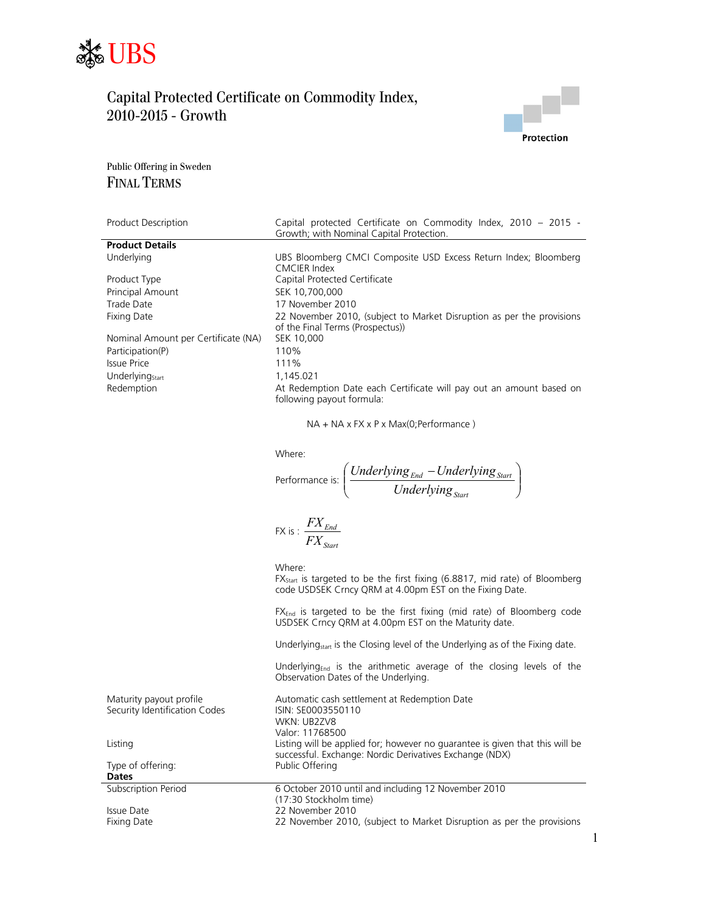UBS

# Capital Protected Certificate on Commodity Index, 2010-2015 - Growth

Protection

Public Offering in Sweden

## FINAL TERMS

| | |
|---|---|
| Product Description | Capital protected Certificate on Commodity Index, 2010 – 2015 - Growth; with Nominal Capital Protection. |
| **Product Details** | |
| Underlying | UBS Bloomberg CMCI Composite USD Excess Return Index; Bloomberg CMCIER Index |
| Product Type | Capital Protected Certificate |
| Principal Amount | SEK 10,700,000 |
| Trade Date | 17 November 2010 |
| Fixing Date | 22 November 2010, (subject to Market Disruption as per the provisions of the Final Terms (Prospectus)) |
| Nominal Amount per Certificate (NA) | SEK 10,000 |
| Participation(P) | 110% |
| Issue Price | 111% |
| $Underlying_{Start}$ | 1,145.021 |
| Redemption | At Redemption Date each Certificate will pay out an amount based on following payout formula: |

NA + NA x FX x P x Max(0;Performance )

Where:

Performance is: $$\left(\frac{Underlying_{End} - Underlying_{Start}}{Underlying_{Start}}\right)$$

FX is : $$\frac{FX_{End}}{FX_{Start}}$$

Where:

$FX_{Start}$ is targeted to be the first fixing (6.8817, mid rate) of Bloomberg code USDSEK Crncy QRM at 4.00pm EST on the Fixing Date.

$FX_{End}$ is targeted to be the first fixing (mid rate) of Bloomberg code USDSEK Crncy QRM at 4.00pm EST on the Maturity date.

$Underlying_{start}$ is the Closing level of the Underlying as of the Fixing date.

$Underlying_{End}$ is the arithmetic average of the closing levels of the Observation Dates of the Underlying.

| | |
|---|---|
| Maturity payout profile | Automatic cash settlement at Redemption Date |
| Security Identification Codes | ISIN: SE0003550110<br>WKN: UB2ZV8<br>Valor: 11768500 |
| Listing | Listing will be applied for; however no guarantee is given that this will be successful. Exchange: Nordic Derivatives Exchange (NDX) |
| Type of offering: | Public Offering |
| **Dates** | |
| Subscription Period | 6 October 2010 until and including 12 November 2010 (17:30 Stockholm time) |
| Issue Date | 22 November 2010 |
| Fixing Date | 22 November 2010, (subject to Market Disruption as per the provisions |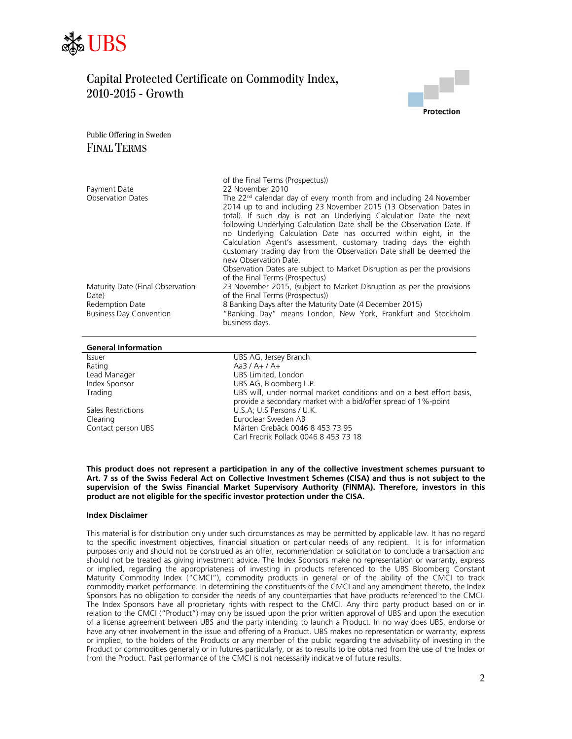# Capital Protected Certificate on Commodity Index, 2010-2015 - Growth

Protection

Public Offering in Sweden

## FINAL TERMS

| | |
|---|---|
| | of the Final Terms (Prospectus)) |
| Payment Date | 22 November 2010 |
| Observation Dates | The 22nd calendar day of every month from and including 24 November 2014 up to and including 23 November 2015 (13 Observation Dates in total). If such day is not an Underlying Calculation Date the next following Underlying Calculation Date shall be the Observation Date. If no Underlying Calculation Date has occurred within eight, in the Calculation Agent's assessment, customary trading days the eighth customary trading day from the Observation Date shall be deemed the new Observation Date. Observation Dates are subject to Market Disruption as per the provisions of the Final Terms (Prospectus) |
| Maturity Date (Final Observation Date) | 23 November 2015, (subject to Market Disruption as per the provisions of the Final Terms (Prospectus)) |
| Redemption Date | 8 Banking Days after the Maturity Date (4 December 2015) |
| Business Day Convention | "Banking Day" means London, New York, Frankfurt and Stockholm business days. |

### General Information

| | |
|---|---|
| Issuer | UBS AG, Jersey Branch |
| Rating | Aa3 / A+ / A+ |
| Lead Manager | UBS Limited, London |
| Index Sponsor | UBS AG, Bloomberg L.P. |
| Trading | UBS will, under normal market conditions and on a best effort basis, provide a secondary market with a bid/offer spread of 1%-point |
| Sales Restrictions | U.S.A; U.S Persons / U.K. |
| Clearing | Euroclear Sweden AB |
| Contact person UBS | Mårten Grebäck 0046 8 453 73 95<br>Carl Fredrik Pollack 0046 8 453 73 18 |

**This product does not represent a participation in any of the collective investment schemes pursuant to Art. 7 ss of the Swiss Federal Act on Collective Investment Schemes (CISA) and thus is not subject to the supervision of the Swiss Financial Market Supervisory Authority (FINMA). Therefore, investors in this product are not eligible for the specific investor protection under the CISA.**

**Index Disclaimer**

This material is for distribution only under such circumstances as may be permitted by applicable law. It has no regard to the specific investment objectives, financial situation or particular needs of any recipient. It is for information purposes only and should not be construed as an offer, recommendation or solicitation to conclude a transaction and should not be treated as giving investment advice. The Index Sponsors make no representation or warranty, express or implied, regarding the appropriateness of investing in products referenced to the UBS Bloomberg Constant Maturity Commodity Index ("CMCI"), commodity products in general or of the ability of the CMCI to track commodity market performance. In determining the constituents of the CMCI and any amendment thereto, the Index Sponsors has no obligation to consider the needs of any counterparties that have products referenced to the CMCI. The Index Sponsors have all proprietary rights with respect to the CMCI. Any third party product based on or in relation to the CMCI ("Product") may only be issued upon the prior written approval of UBS and upon the execution of a license agreement between UBS and the party intending to launch a Product. In no way does UBS, endorse or have any other involvement in the issue and offering of a Product. UBS makes no representation or warranty, express or implied, to the holders of the Products or any member of the public regarding the advisability of investing in the Product or commodities generally or in futures particularly, or as to results to be obtained from the use of the Index or from the Product. Past performance of the CMCI is not necessarily indicative of future results.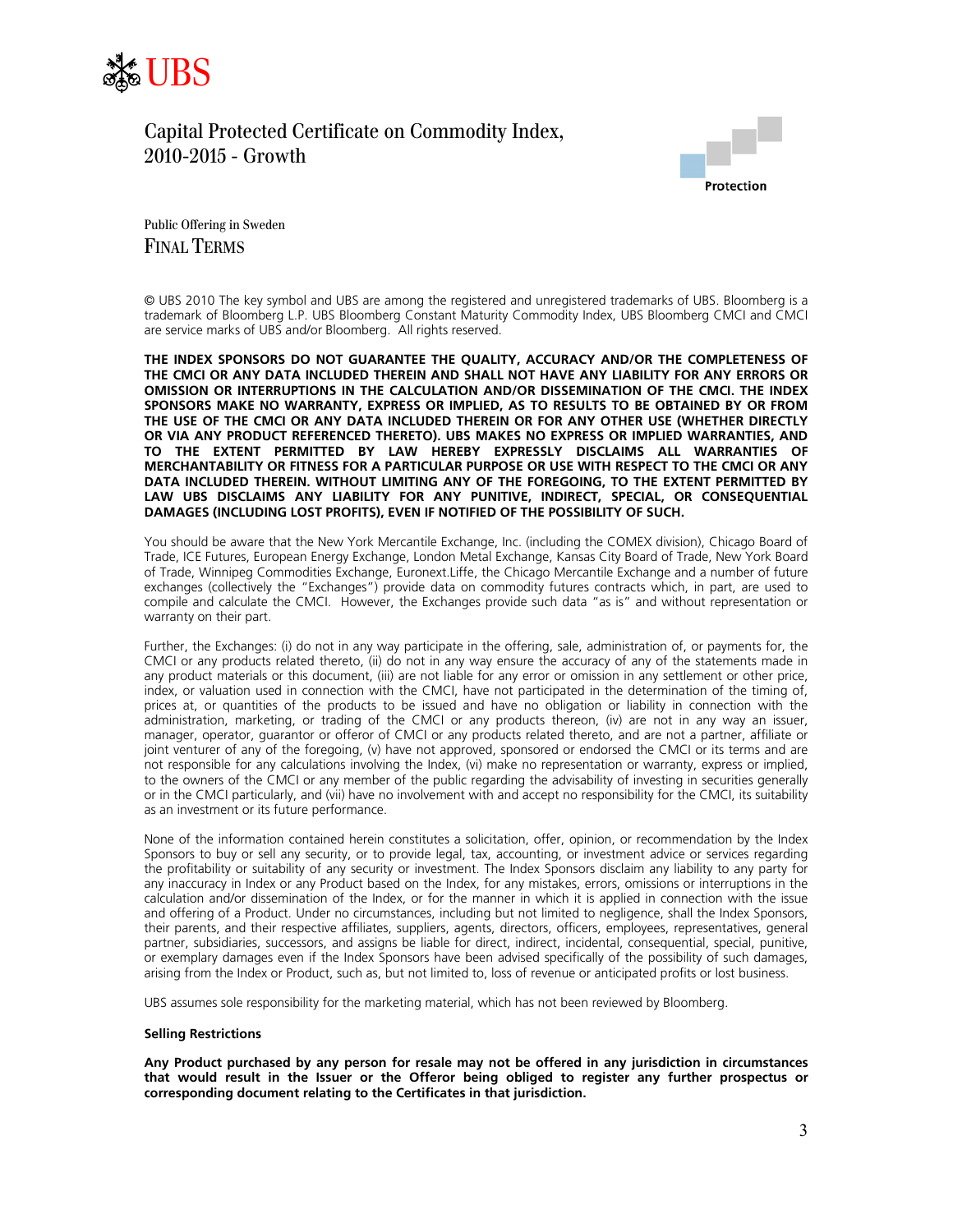UBS

# Capital Protected Certificate on Commodity Index, 2010-2015 - Growth

Protection

Public Offering in Sweden

## FINAL TERMS

© UBS 2010 The key symbol and UBS are among the registered and unregistered trademarks of UBS. Bloomberg is a trademark of Bloomberg L.P. UBS Bloomberg Constant Maturity Commodity Index, UBS Bloomberg CMCI and CMCI are service marks of UBS and/or Bloomberg. All rights reserved.

**THE INDEX SPONSORS DO NOT GUARANTEE THE QUALITY, ACCURACY AND/OR THE COMPLETENESS OF THE CMCI OR ANY DATA INCLUDED THEREIN AND SHALL NOT HAVE ANY LIABILITY FOR ANY ERRORS OR OMISSION OR INTERRUPTIONS IN THE CALCULATION AND/OR DISSEMINATION OF THE CMCI. THE INDEX SPONSORS MAKE NO WARRANTY, EXPRESS OR IMPLIED, AS TO RESULTS TO BE OBTAINED BY OR FROM THE USE OF THE CMCI OR ANY DATA INCLUDED THEREIN OR FOR ANY OTHER USE (WHETHER DIRECTLY OR VIA ANY PRODUCT REFERENCED THERETO). UBS MAKES NO EXPRESS OR IMPLIED WARRANTIES, AND TO THE EXTENT PERMITTED BY LAW HEREBY EXPRESSLY DISCLAIMS ALL WARRANTIES OF MERCHANTABILITY OR FITNESS FOR A PARTICULAR PURPOSE OR USE WITH RESPECT TO THE CMCI OR ANY DATA INCLUDED THEREIN. WITHOUT LIMITING ANY OF THE FOREGOING, TO THE EXTENT PERMITTED BY LAW UBS DISCLAIMS ANY LIABILITY FOR ANY PUNITIVE, INDIRECT, SPECIAL, OR CONSEQUENTIAL DAMAGES (INCLUDING LOST PROFITS), EVEN IF NOTIFIED OF THE POSSIBILITY OF SUCH.**

You should be aware that the New York Mercantile Exchange, Inc. (including the COMEX division), Chicago Board of Trade, ICE Futures, European Energy Exchange, London Metal Exchange, Kansas City Board of Trade, New York Board of Trade, Winnipeg Commodities Exchange, Euronext.Liffe, the Chicago Mercantile Exchange and a number of future exchanges (collectively the "Exchanges") provide data on commodity futures contracts which, in part, are used to compile and calculate the CMCI. However, the Exchanges provide such data "as is" and without representation or warranty on their part.

Further, the Exchanges: (i) do not in any way participate in the offering, sale, administration of, or payments for, the CMCI or any products related thereto, (ii) do not in any way ensure the accuracy of any of the statements made in any product materials or this document, (iii) are not liable for any error or omission in any settlement or other price, index, or valuation used in connection with the CMCI, have not participated in the determination of the timing of, prices at, or quantities of the products to be issued and have no obligation or liability in connection with the administration, marketing, or trading of the CMCI or any products thereon, (iv) are not in any way an issuer, manager, operator, guarantor or offeror of CMCI or any products related thereto, and are not a partner, affiliate or joint venturer of any of the foregoing, (v) have not approved, sponsored or endorsed the CMCI or its terms and are not responsible for any calculations involving the Index, (vi) make no representation or warranty, express or implied, to the owners of the CMCI or any member of the public regarding the advisability of investing in securities generally or in the CMCI particularly, and (vii) have no involvement with and accept no responsibility for the CMCI, its suitability as an investment or its future performance.

None of the information contained herein constitutes a solicitation, offer, opinion, or recommendation by the Index Sponsors to buy or sell any security, or to provide legal, tax, accounting, or investment advice or services regarding the profitability or suitability of any security or investment. The Index Sponsors disclaim any liability to any party for any inaccuracy in Index or any Product based on the Index, for any mistakes, errors, omissions or interruptions in the calculation and/or dissemination of the Index, or for the manner in which it is applied in connection with the issue and offering of a Product. Under no circumstances, including but not limited to negligence, shall the Index Sponsors, their parents, and their respective affiliates, suppliers, agents, directors, officers, employees, representatives, general partner, subsidiaries, successors, and assigns be liable for direct, indirect, incidental, consequential, special, punitive, or exemplary damages even if the Index Sponsors have been advised specifically of the possibility of such damages, arising from the Index or Product, such as, but not limited to, loss of revenue or anticipated profits or lost business.

UBS assumes sole responsibility for the marketing material, which has not been reviewed by Bloomberg.

**Selling Restrictions**

**Any Product purchased by any person for resale may not be offered in any jurisdiction in circumstances that would result in the Issuer or the Offeror being obliged to register any further prospectus or corresponding document relating to the Certificates in that jurisdiction.**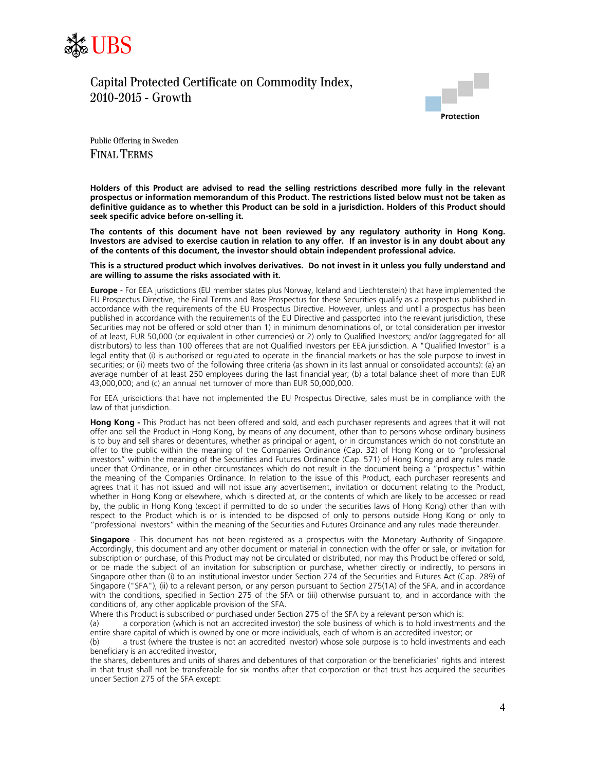UBS

# Capital Protected Certificate on Commodity Index, 2010-2015 - Growth

Protection

Public Offering in Sweden

## FINAL TERMS

**Holders of this Product are advised to read the selling restrictions described more fully in the relevant prospectus or information memorandum of this Product. The restrictions listed below must not be taken as definitive guidance as to whether this Product can be sold in a jurisdiction. Holders of this Product should seek specific advice before on-selling it.**

**The contents of this document have not been reviewed by any regulatory authority in Hong Kong. Investors are advised to exercise caution in relation to any offer. If an investor is in any doubt about any of the contents of this document, the investor should obtain independent professional advice.**

**This is a structured product which involves derivatives. Do not invest in it unless you fully understand and are willing to assume the risks associated with it.**

**Europe** - For EEA jurisdictions (EU member states plus Norway, Iceland and Liechtenstein) that have implemented the EU Prospectus Directive, the Final Terms and Base Prospectus for these Securities qualify as a prospectus published in accordance with the requirements of the EU Prospectus Directive. However, unless and until a prospectus has been published in accordance with the requirements of the EU Directive and passported into the relevant jurisdiction, these Securities may not be offered or sold other than 1) in minimum denominations of, or total consideration per investor of at least, EUR 50,000 (or equivalent in other currencies) or 2) only to Qualified Investors; and/or (aggregated for all distributors) to less than 100 offerees that are not Qualified Investors per EEA jurisdiction. A "Qualified Investor" is a legal entity that (i) is authorised or regulated to operate in the financial markets or has the sole purpose to invest in securities; or (ii) meets two of the following three criteria (as shown in its last annual or consolidated accounts): (a) an average number of at least 250 employees during the last financial year; (b) a total balance sheet of more than EUR 43,000,000; and (c) an annual net turnover of more than EUR 50,000,000.

For EEA jurisdictions that have not implemented the EU Prospectus Directive, sales must be in compliance with the law of that jurisdiction.

**Hong Kong -** This Product has not been offered and sold, and each purchaser represents and agrees that it will not offer and sell the Product in Hong Kong, by means of any document, other than to persons whose ordinary business is to buy and sell shares or debentures, whether as principal or agent, or in circumstances which do not constitute an offer to the public within the meaning of the Companies Ordinance (Cap. 32) of Hong Kong or to "professional investors" within the meaning of the Securities and Futures Ordinance (Cap. 571) of Hong Kong and any rules made under that Ordinance, or in other circumstances which do not result in the document being a "prospectus" within the meaning of the Companies Ordinance. In relation to the issue of this Product, each purchaser represents and agrees that it has not issued and will not issue any advertisement, invitation or document relating to the Product, whether in Hong Kong or elsewhere, which is directed at, or the contents of which are likely to be accessed or read by, the public in Hong Kong (except if permitted to do so under the securities laws of Hong Kong) other than with respect to the Product which is or is intended to be disposed of only to persons outside Hong Kong or only to "professional investors" within the meaning of the Securities and Futures Ordinance and any rules made thereunder.

**Singapore** - This document has not been registered as a prospectus with the Monetary Authority of Singapore. Accordingly, this document and any other document or material in connection with the offer or sale, or invitation for subscription or purchase, of this Product may not be circulated or distributed, nor may this Product be offered or sold, or be made the subject of an invitation for subscription or purchase, whether directly or indirectly, to persons in Singapore other than (i) to an institutional investor under Section 274 of the Securities and Futures Act (Cap. 289) of Singapore ("SFA"), (ii) to a relevant person, or any person pursuant to Section 275(1A) of the SFA, and in accordance with the conditions, specified in Section 275 of the SFA or (iii) otherwise pursuant to, and in accordance with the conditions of, any other applicable provision of the SFA.

Where this Product is subscribed or purchased under Section 275 of the SFA by a relevant person which is:

(a) a corporation (which is not an accredited investor) the sole business of which is to hold investments and the entire share capital of which is owned by one or more individuals, each of whom is an accredited investor; or

(b) a trust (where the trustee is not an accredited investor) whose sole purpose is to hold investments and each beneficiary is an accredited investor,

the shares, debentures and units of shares and debentures of that corporation or the beneficiaries' rights and interest in that trust shall not be transferable for six months after that corporation or that trust has acquired the securities under Section 275 of the SFA except: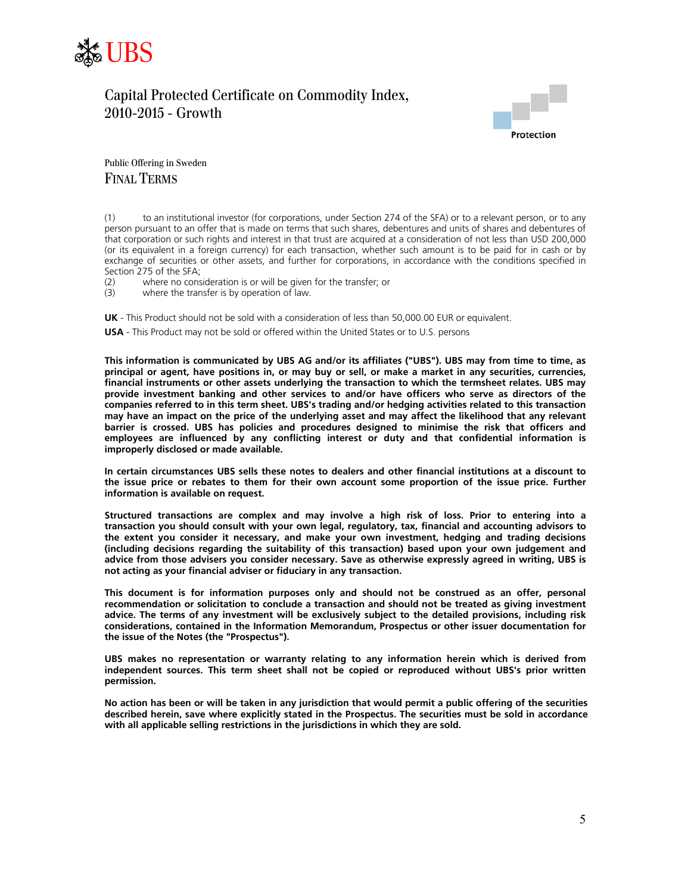(1) to an institutional investor (for corporations, under Section 274 of the SFA) or to a relevant person, or to any person pursuant to an offer that is made on terms that such shares, debentures and units of shares and debentures of that corporation or such rights and interest in that trust are acquired at a consideration of not less than USD 200,000 (or its equivalent in a foreign currency) for each transaction, whether such amount is to be paid for in cash or by exchange of securities or other assets, and further for corporations, in accordance with the conditions specified in Section 275 of the SFA;
(2) where no consideration is or will be given for the transfer; or
(3) where the transfer is by operation of law.

**UK** - This Product should not be sold with a consideration of less than 50,000.00 EUR or equivalent.

**USA** - This Product may not be sold or offered within the United States or to U.S. persons

**This information is communicated by UBS AG and/or its affiliates ("UBS"). UBS may from time to time, as principal or agent, have positions in, or may buy or sell, or make a market in any securities, currencies, financial instruments or other assets underlying the transaction to which the termsheet relates. UBS may provide investment banking and other services to and/or have officers who serve as directors of the companies referred to in this term sheet. UBS's trading and/or hedging activities related to this transaction may have an impact on the price of the underlying asset and may affect the likelihood that any relevant barrier is crossed. UBS has policies and procedures designed to minimise the risk that officers and employees are influenced by any conflicting interest or duty and that confidential information is improperly disclosed or made available.**

**In certain circumstances UBS sells these notes to dealers and other financial institutions at a discount to the issue price or rebates to them for their own account some proportion of the issue price. Further information is available on request.**

**Structured transactions are complex and may involve a high risk of loss. Prior to entering into a transaction you should consult with your own legal, regulatory, tax, financial and accounting advisors to the extent you consider it necessary, and make your own investment, hedging and trading decisions (including decisions regarding the suitability of this transaction) based upon your own judgement and advice from those advisers you consider necessary. Save as otherwise expressly agreed in writing, UBS is not acting as your financial adviser or fiduciary in any transaction.**

**This document is for information purposes only and should not be construed as an offer, personal recommendation or solicitation to conclude a transaction and should not be treated as giving investment advice. The terms of any investment will be exclusively subject to the detailed provisions, including risk considerations, contained in the Information Memorandum, Prospectus or other issuer documentation for the issue of the Notes (the "Prospectus").**

**UBS makes no representation or warranty relating to any information herein which is derived from independent sources. This term sheet shall not be copied or reproduced without UBS's prior written permission.**

**No action has been or will be taken in any jurisdiction that would permit a public offering of the securities described herein, save where explicitly stated in the Prospectus. The securities must be sold in accordance with all applicable selling restrictions in the jurisdictions in which they are sold.**